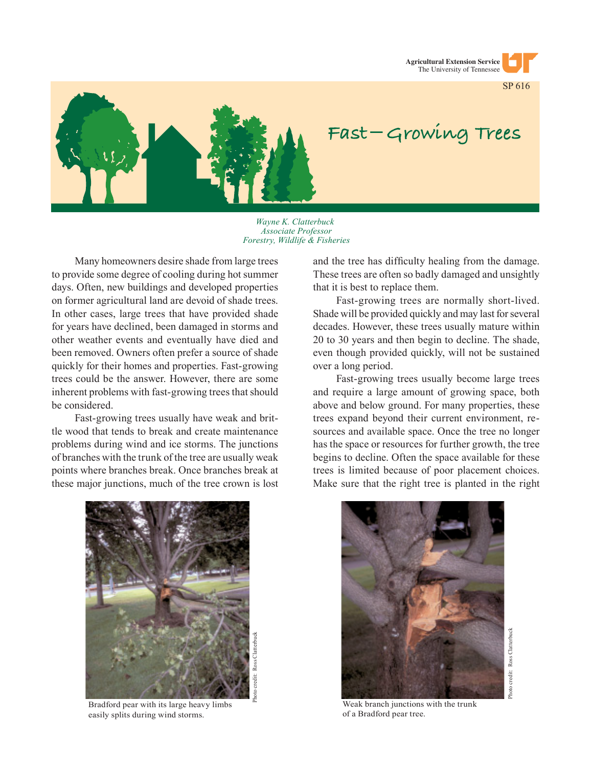Agricultural Extension Service
The University of Tennessee

SP 616

# Fast–Growing Trees

*Wayne K. Clatterbuck*
*Associate Professor*
*Forestry, Wildlife & Fisheries*

Many homeowners desire shade from large trees to provide some degree of cooling during hot summer days. Often, new buildings and developed properties on former agricultural land are devoid of shade trees. In other cases, large trees that have provided shade for years have declined, been damaged in storms and other weather events and eventually have died and been removed. Owners often prefer a source of shade quickly for their homes and properties. Fast-growing trees could be the answer. However, there are some inherent problems with fast-growing trees that should be considered.

Fast-growing trees usually have weak and brittle wood that tends to break and create maintenance problems during wind and ice storms. The junctions of branches with the trunk of the tree are usually weak points where branches break. Once branches break at these major junctions, much of the tree crown is lost and the tree has difficulty healing from the damage. These trees are often so badly damaged and unsightly that it is best to replace them.

Fast-growing trees are normally short-lived. Shade will be provided quickly and may last for several decades. However, these trees usually mature within 20 to 30 years and then begin to decline. The shade, even though provided quickly, will not be sustained over a long period.

Fast-growing trees usually become large trees and require a large amount of growing space, both above and below ground. For many properties, these trees expand beyond their current environment, resources and available space. Once the tree no longer has the space or resources for further growth, the tree begins to decline. Often the space available for these trees is limited because of poor placement choices. Make sure that the right tree is planted in the right

Photo credit: Ross Clatterbuck

Bradford pear with its large heavy limbs easily splits during wind storms.

Photo credit: Ross Clatterbuck

Weak branch junctions with the trunk of a Bradford pear tree.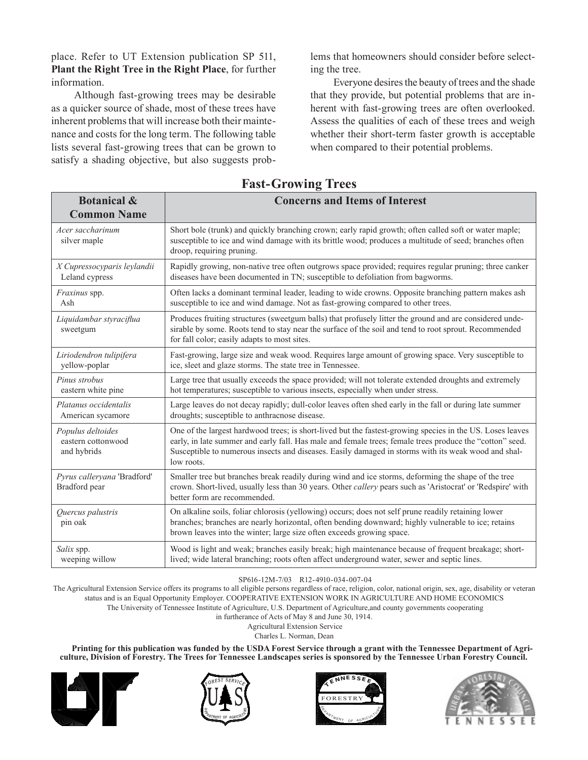place. Refer to UT Extension publication SP 511, **Plant the Right Tree in the Right Place**, for further information.

Although fast-growing trees may be desirable as a quicker source of shade, most of these trees have inherent problems that will increase both their maintenance and costs for the long term. The following table lists several fast-growing trees that can be grown to satisfy a shading objective, but also suggests problems that homeowners should consider before selecting the tree.

Everyone desires the beauty of trees and the shade that they provide, but potential problems that are inherent with fast-growing trees are often overlooked. Assess the qualities of each of these trees and weigh whether their short-term faster growth is acceptable when compared to their potential problems.

## Fast-Growing Trees

| Botanical & Common Name | Concerns and Items of Interest |
|---|---|
| *Acer saccharinum* silver maple | Short bole (trunk) and quickly branching crown; early rapid growth; often called soft or water maple; susceptible to ice and wind damage with its brittle wood; produces a multitude of seed; branches often droop, requiring pruning. |
| *X Cupressocyparis leylandii* Leland cypress | Rapidly growing, non-native tree often outgrows space provided; requires regular pruning; three canker diseases have been documented in TN; susceptible to defoliation from bagworms. |
| *Fraxinus* spp. Ash | Often lacks a dominant terminal leader, leading to wide crowns. Opposite branching pattern makes ash susceptible to ice and wind damage. Not as fast-growing compared to other trees. |
| *Liquidambar styraciflua* sweetgum | Produces fruiting structures (sweetgum balls) that profusely litter the ground and are considered undesirable by some. Roots tend to stay near the surface of the soil and tend to root sprout. Recommended for fall color; easily adapts to most sites. |
| *Liriodendron tulipifera* yellow-poplar | Fast-growing, large size and weak wood. Requires large amount of growing space. Very susceptible to ice, sleet and glaze storms. The state tree in Tennessee. |
| *Pinus strobus* eastern white pine | Large tree that usually exceeds the space provided; will not tolerate extended droughts and extremely hot temperatures; susceptible to various insects, especially when under stress. |
| *Platanus occidentalis* American sycamore | Large leaves do not decay rapidly; dull-color leaves often shed early in the fall or during late summer droughts; susceptible to anthracnose disease. |
| *Populus deltoides* eastern cottonwood and hybrids | One of the largest hardwood trees; is short-lived but the fastest-growing species in the US. Loses leaves early, in late summer and early fall. Has male and female trees; female trees produce the "cotton" seed. Susceptible to numerous insects and diseases. Easily damaged in storms with its weak wood and shallow roots. |
| *Pyrus calleryana* 'Bradford' Bradford pear | Smaller tree but branches break readily during wind and ice storms, deforming the shape of the tree crown. Short-lived, usually less than 30 years. Other *callery* pears such as 'Aristocrat' or 'Redspire' with better form are recommended. |
| *Quercus palustris* pin oak | On alkaline soils, foliar chlorosis (yellowing) occurs; does not self prune readily retaining lower branches; branches are nearly horizontal, often bending downward; highly vulnerable to ice; retains brown leaves into the winter; large size often exceeds growing space. |
| *Salix* spp. weeping willow | Wood is light and weak; branches easily break; high maintenance because of frequent breakage; short-lived; wide lateral branching; roots often affect underground water, sewer and septic lines. |

SP616-12M-7/03 R12-4910-034-007-04

The Agricultural Extension Service offers its programs to all eligible persons regardless of race, religion, color, national origin, sex, age, disability or veteran status and is an Equal Opportunity Employer. COOPERATIVE EXTENSION WORK IN AGRICULTURE AND HOME ECONOMICS
The University of Tennessee Institute of Agriculture, U.S. Department of Agriculture,and county governments cooperating
in furtherance of Acts of May 8 and June 30, 1914.
Agricultural Extension Service
Charles L. Norman, Dean

**Printing for this publication was funded by the USDA Forest Service through a grant with the Tennessee Department of Agriculture, Division of Forestry. The Trees for Tennessee Landscapes series is sponsored by the Tennessee Urban Forestry Council.**